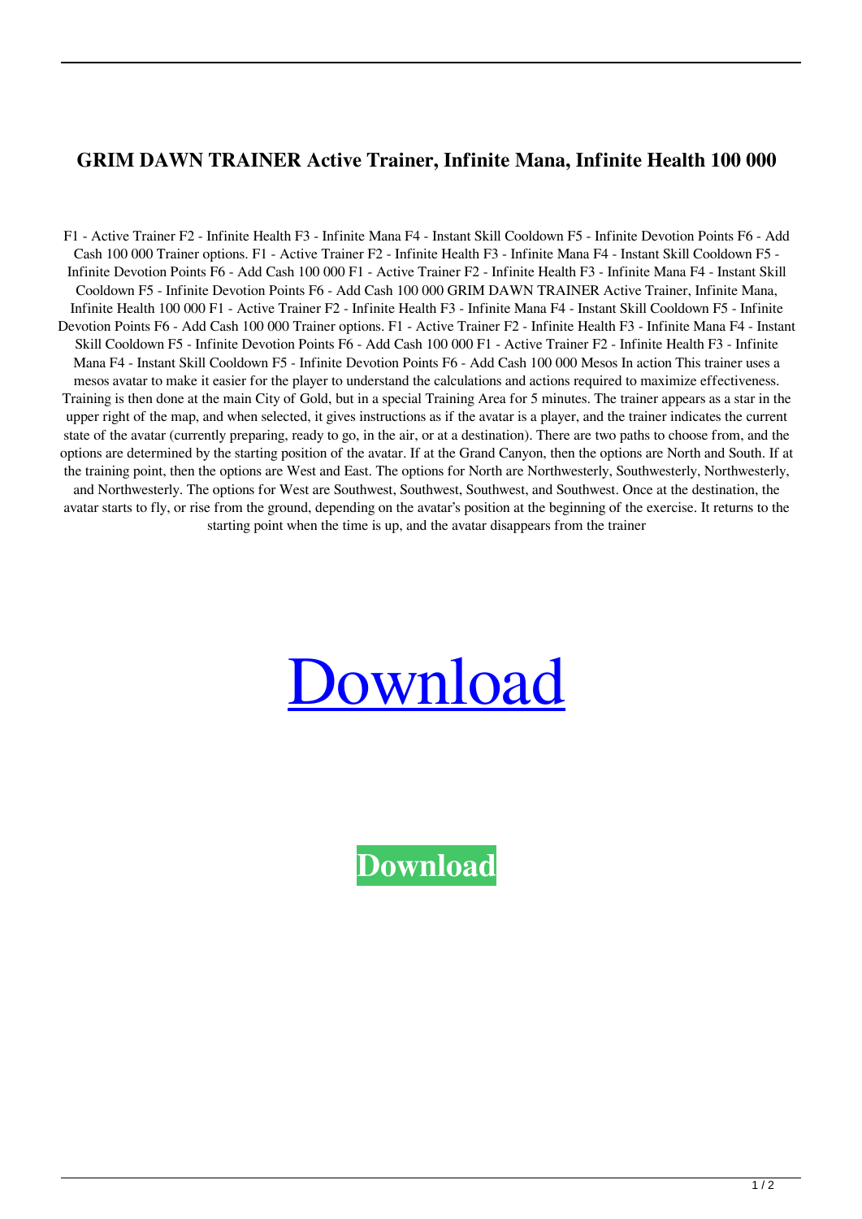# GRIM DAWN TRAINER Active Trainer, Infinite Mana, Infinite Health 100 000

F1 - Active Trainer F2 - Infinite Health F3 - Infinite Mana F4 - Instant Skill Cooldown F5 - Infinite Devotion Points F6 - Add Cash 100 000 Trainer options. F1 - Active Trainer F2 - Infinite Health F3 - Infinite Mana F4 - Instant Skill Cooldown F5 - Infinite Devotion Points F6 - Add Cash 100 000 F1 - Active Trainer F2 - Infinite Health F3 - Infinite Mana F4 - Instant Skill Cooldown F5 - Infinite Devotion Points F6 - Add Cash 100 000 GRIM DAWN TRAINER Active Trainer, Infinite Mana, Infinite Health 100 000 F1 - Active Trainer F2 - Infinite Health F3 - Infinite Mana F4 - Instant Skill Cooldown F5 - Infinite Devotion Points F6 - Add Cash 100 000 Trainer options. F1 - Active Trainer F2 - Infinite Health F3 - Infinite Mana F4 - Instant Skill Cooldown F5 - Infinite Devotion Points F6 - Add Cash 100 000 F1 - Active Trainer F2 - Infinite Health F3 - Infinite Mana F4 - Instant Skill Cooldown F5 - Infinite Devotion Points F6 - Add Cash 100 000 Mesos In action This trainer uses a mesos avatar to make it easier for the player to understand the calculations and actions required to maximize effectiveness. Training is then done at the main City of Gold, but in a special Training Area for 5 minutes. The trainer appears as a star in the upper right of the map, and when selected, it gives instructions as if the avatar is a player, and the trainer indicates the current state of the avatar (currently preparing, ready to go, in the air, or at a destination). There are two paths to choose from, and the options are determined by the starting position of the avatar. If at the Grand Canyon, then the options are North and South. If at the training point, then the options are West and East. The options for North are Northwesterly, Southwesterly, Northwesterly, and Northwesterly. The options for West are Southwest, Southwest, Southwest, and Southwest. Once at the destination, the avatar starts to fly, or rise from the ground, depending on the avatar's position at the beginning of the exercise. It returns to the starting point when the time is up, and the avatar disappears from the trainer

Download

**Download**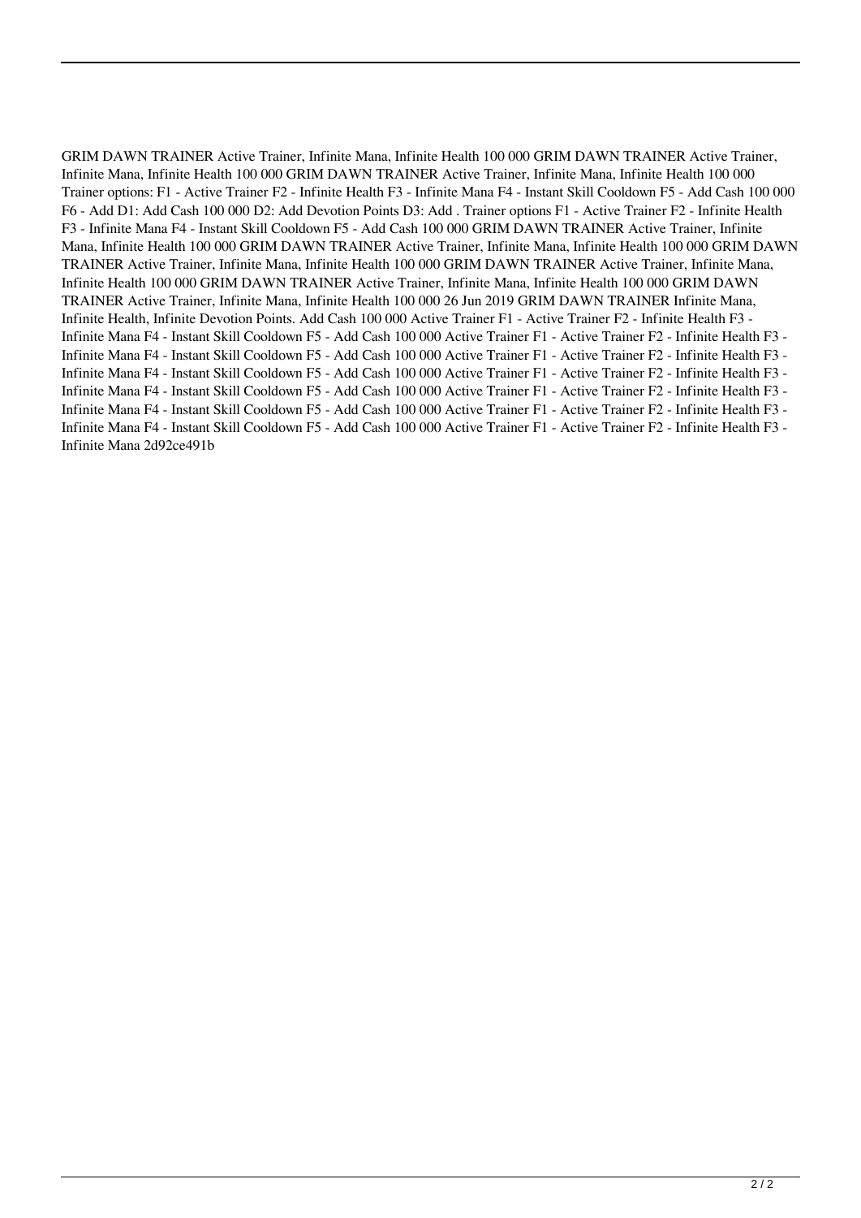GRIM DAWN TRAINER Active Trainer, Infinite Mana, Infinite Health 100 000 GRIM DAWN TRAINER Active Trainer, Infinite Mana, Infinite Health 100 000 GRIM DAWN TRAINER Active Trainer, Infinite Mana, Infinite Health 100 000 Trainer options: F1 - Active Trainer F2 - Infinite Health F3 - Infinite Mana F4 - Instant Skill Cooldown F5 - Add Cash 100 000 F6 - Add D1: Add Cash 100 000 D2: Add Devotion Points D3: Add . Trainer options F1 - Active Trainer F2 - Infinite Health F3 - Infinite Mana F4 - Instant Skill Cooldown F5 - Add Cash 100 000 GRIM DAWN TRAINER Active Trainer, Infinite Mana, Infinite Health 100 000 GRIM DAWN TRAINER Active Trainer, Infinite Mana, Infinite Health 100 000 GRIM DAWN TRAINER Active Trainer, Infinite Mana, Infinite Health 100 000 GRIM DAWN TRAINER Active Trainer, Infinite Mana, Infinite Health 100 000 GRIM DAWN TRAINER Active Trainer, Infinite Mana, Infinite Health 100 000 GRIM DAWN TRAINER Active Trainer, Infinite Mana, Infinite Health 100 000 26 Jun 2019 GRIM DAWN TRAINER Infinite Mana, Infinite Health, Infinite Devotion Points. Add Cash 100 000 Active Trainer F1 - Active Trainer F2 - Infinite Health F3 - Infinite Mana F4 - Instant Skill Cooldown F5 - Add Cash 100 000 Active Trainer F1 - Active Trainer F2 - Infinite Health F3 - Infinite Mana F4 - Instant Skill Cooldown F5 - Add Cash 100 000 Active Trainer F1 - Active Trainer F2 - Infinite Health F3 - Infinite Mana F4 - Instant Skill Cooldown F5 - Add Cash 100 000 Active Trainer F1 - Active Trainer F2 - Infinite Health F3 - Infinite Mana F4 - Instant Skill Cooldown F5 - Add Cash 100 000 Active Trainer F1 - Active Trainer F2 - Infinite Health F3 - Infinite Mana F4 - Instant Skill Cooldown F5 - Add Cash 100 000 Active Trainer F1 - Active Trainer F2 - Infinite Health F3 - Infinite Mana F4 - Instant Skill Cooldown F5 - Add Cash 100 000 Active Trainer F1 - Active Trainer F2 - Infinite Health F3 - Infinite Mana 2d92ce491b